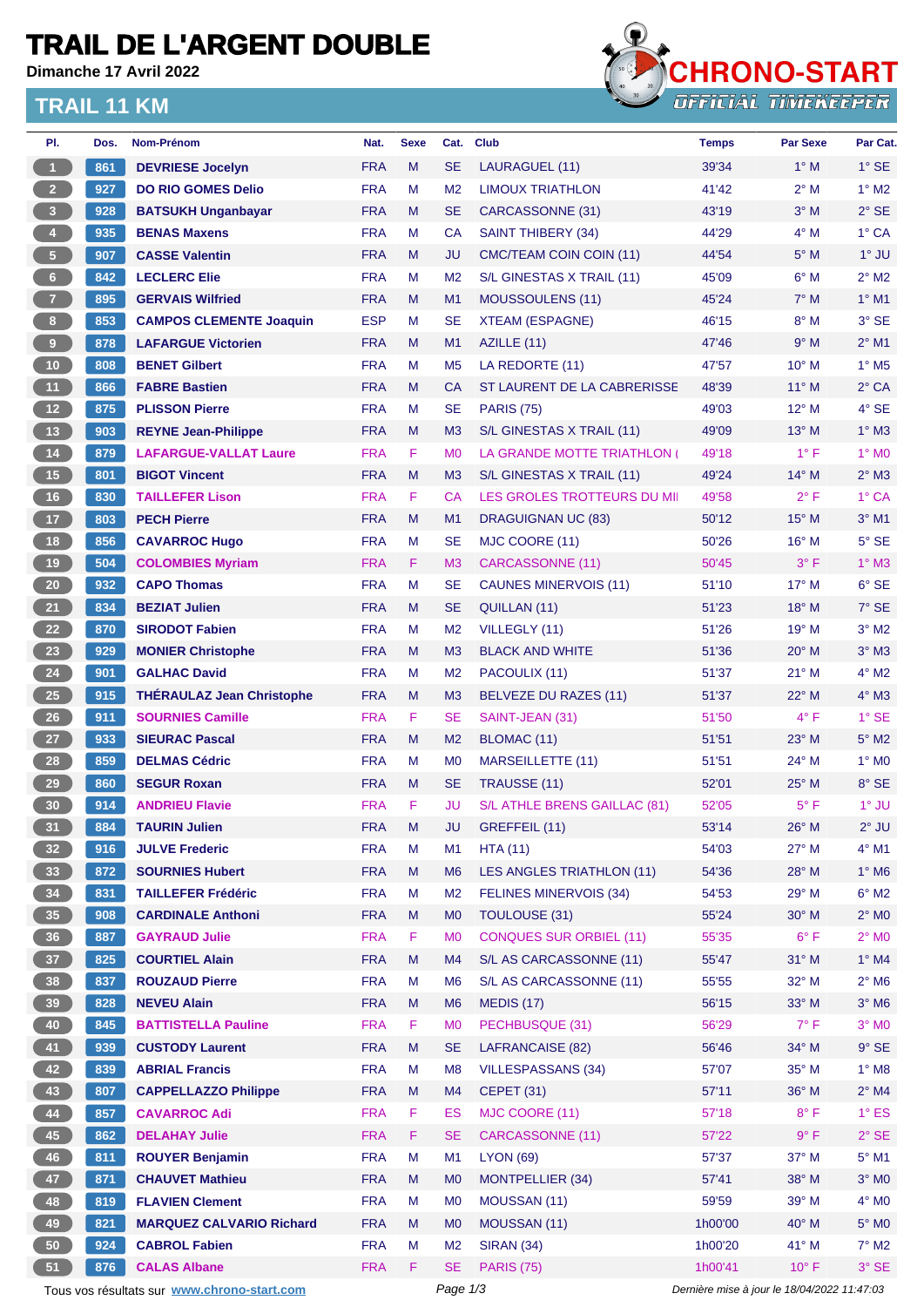# TRAIL DE L'ARGENT DOUBLE

**Dimanche 17 Avril 2022**

## TRAIL 11 KM

CHRONO-START OFFICIAL TIMEKEEPER

| Pl. | Dos. | Nom-Prénom | Nat. | Sexe | Cat. | Club | Temps | Par Sexe | Par Cat. |
|---|---|---|---|---|---|---|---|---|---|
| 1 | 861 | DEVRIESE Jocelyn | FRA | M | SE | LAURAGUEL (11) | 39'34 | 1° M | 1° SE |
| 2 | 927 | DO RIO GOMES Delio | FRA | M | M2 | LIMOUX TRIATHLON | 41'42 | 2° M | 1° M2 |
| 3 | 928 | BATSUKH Unganbayar | FRA | M | SE | CARCASSONNE (31) | 43'19 | 3° M | 2° SE |
| 4 | 935 | BENAS Maxens | FRA | M | CA | SAINT THIBERY (34) | 44'29 | 4° M | 1° CA |
| 5 | 907 | CASSE Valentin | FRA | M | JU | CMC/TEAM COIN COIN (11) | 44'54 | 5° M | 1° JU |
| 6 | 842 | LECLERC Elie | FRA | M | M2 | S/L GINESTAS X TRAIL (11) | 45'09 | 6° M | 2° M2 |
| 7 | 895 | GERVAIS Wilfried | FRA | M | M1 | MOUSSOULENS (11) | 45'24 | 7° M | 1° M1 |
| 8 | 853 | CAMPOS CLEMENTE Joaquin | ESP | M | SE | XTEAM (ESPAGNE) | 46'15 | 8° M | 3° SE |
| 9 | 878 | LAFARGUE Victorien | FRA | M | M1 | AZILLE (11) | 47'46 | 9° M | 2° M1 |
| 10 | 808 | BENET Gilbert | FRA | M | M5 | LA REDORTE (11) | 47'57 | 10° M | 1° M5 |
| 11 | 866 | FABRE Bastien | FRA | M | CA | ST LAURENT DE LA CABRERISSE | 48'39 | 11° M | 2° CA |
| 12 | 875 | PLISSON Pierre | FRA | M | SE | PARIS (75) | 49'03 | 12° M | 4° SE |
| 13 | 903 | REYNE Jean-Philippe | FRA | M | M3 | S/L GINESTAS X TRAIL (11) | 49'09 | 13° M | 1° M3 |
| 14 | 879 | LAFARGUE-VALLAT Laure | FRA | F | M0 | LA GRANDE MOTTE TRIATHLON ( | 49'18 | 1° F | 1° M0 |
| 15 | 801 | BIGOT Vincent | FRA | M | M3 | S/L GINESTAS X TRAIL (11) | 49'24 | 14° M | 2° M3 |
| 16 | 830 | TAILLEFER Lison | FRA | F | CA | LES GROLES TROTTEURS DU MI | 49'58 | 2° F | 1° CA |
| 17 | 803 | PECH Pierre | FRA | M | M1 | DRAGUIGNAN UC (83) | 50'12 | 15° M | 3° M1 |
| 18 | 856 | CAVARROC Hugo | FRA | M | SE | MJC COORE (11) | 50'26 | 16° M | 5° SE |
| 19 | 504 | COLOMBIES Myriam | FRA | F | M3 | CARCASSONNE (11) | 50'45 | 3° F | 1° M3 |
| 20 | 932 | CAPO Thomas | FRA | M | SE | CAUNES MINERVOIS (11) | 51'10 | 17° M | 6° SE |
| 21 | 834 | BEZIAT Julien | FRA | M | SE | QUILLAN (11) | 51'23 | 18° M | 7° SE |
| 22 | 870 | SIRODOT Fabien | FRA | M | M2 | VILLEGLY (11) | 51'26 | 19° M | 3° M2 |
| 23 | 929 | MONIER Christophe | FRA | M | M3 | BLACK AND WHITE | 51'36 | 20° M | 3° M3 |
| 24 | 901 | GALHAC David | FRA | M | M2 | PACOULIX (11) | 51'37 | 21° M | 4° M2 |
| 25 | 915 | THÉRAULAZ Jean Christophe | FRA | M | M3 | BELVEZE DU RAZES (11) | 51'37 | 22° M | 4° M3 |
| 26 | 911 | SOURNIES Camille | FRA | F | SE | SAINT-JEAN (31) | 51'50 | 4° F | 1° SE |
| 27 | 933 | SIEURAC Pascal | FRA | M | M2 | BLOMAC (11) | 51'51 | 23° M | 5° M2 |
| 28 | 859 | DELMAS Cédric | FRA | M | M0 | MARSEILLETTE (11) | 51'51 | 24° M | 1° M0 |
| 29 | 860 | SEGUR Roxan | FRA | M | SE | TRAUSSE (11) | 52'01 | 25° M | 8° SE |
| 30 | 914 | ANDRIEU Flavie | FRA | F | JU | S/L ATHLE BRENS GAILLAC (81) | 52'05 | 5° F | 1° JU |
| 31 | 884 | TAURIN Julien | FRA | M | JU | GREFFEIL (11) | 53'14 | 26° M | 2° JU |
| 32 | 916 | JULVE Frederic | FRA | M | M1 | HTA (11) | 54'03 | 27° M | 4° M1 |
| 33 | 872 | SOURNIES Hubert | FRA | M | M6 | LES ANGLES TRIATHLON (11) | 54'36 | 28° M | 1° M6 |
| 34 | 831 | TAILLEFER Frédéric | FRA | M | M2 | FELINES MINERVOIS (34) | 54'53 | 29° M | 6° M2 |
| 35 | 908 | CARDINALE Anthoni | FRA | M | M0 | TOULOUSE (31) | 55'24 | 30° M | 2° M0 |
| 36 | 887 | GAYRAUD Julie | FRA | F | M0 | CONQUES SUR ORBIEL (11) | 55'35 | 6° F | 2° M0 |
| 37 | 825 | COURTIEL Alain | FRA | M | M4 | S/L AS CARCASSONNE (11) | 55'47 | 31° M | 1° M4 |
| 38 | 837 | ROUZAUD Pierre | FRA | M | M6 | S/L AS CARCASSONNE (11) | 55'55 | 32° M | 2° M6 |
| 39 | 828 | NEVEU Alain | FRA | M | M6 | MEDIS (17) | 56'15 | 33° M | 3° M6 |
| 40 | 845 | BATTISTELLA Pauline | FRA | F | M0 | PECHBUSQUE (31) | 56'29 | 7° F | 3° M0 |
| 41 | 939 | CUSTODY Laurent | FRA | M | SE | LAFRANCAISE (82) | 56'46 | 34° M | 9° SE |
| 42 | 839 | ABRIAL Francis | FRA | M | M8 | VILLESPASSANS (34) | 57'07 | 35° M | 1° M8 |
| 43 | 807 | CAPPELLAZZO Philippe | FRA | M | M4 | CEPET (31) | 57'11 | 36° M | 2° M4 |
| 44 | 857 | CAVARROC Adi | FRA | F | ES | MJC COORE (11) | 57'18 | 8° F | 1° ES |
| 45 | 862 | DELAHAY Julie | FRA | F | SE | CARCASSONNE (11) | 57'22 | 9° F | 2° SE |
| 46 | 811 | ROUYER Benjamin | FRA | M | M1 | LYON (69) | 57'37 | 37° M | 5° M1 |
| 47 | 871 | CHAUVET Mathieu | FRA | M | M0 | MONTPELLIER (34) | 57'41 | 38° M | 3° M0 |
| 48 | 819 | FLAVIEN Clement | FRA | M | M0 | MOUSSAN (11) | 59'59 | 39° M | 4° M0 |
| 49 | 821 | MARQUEZ CALVARIO Richard | FRA | M | M0 | MOUSSAN (11) | 1h00'00 | 40° M | 5° M0 |
| 50 | 924 | CABROL Fabien | FRA | M | M2 | SIRAN (34) | 1h00'20 | 41° M | 7° M2 |
| 51 | 876 | CALAS Albane | FRA | F | SE | PARIS (75) | 1h00'41 | 10° F | 3° SE |

Tous vos résultats sur www.chrono-start.com

Dernière mise à jour le 18/04/2022 11:47:03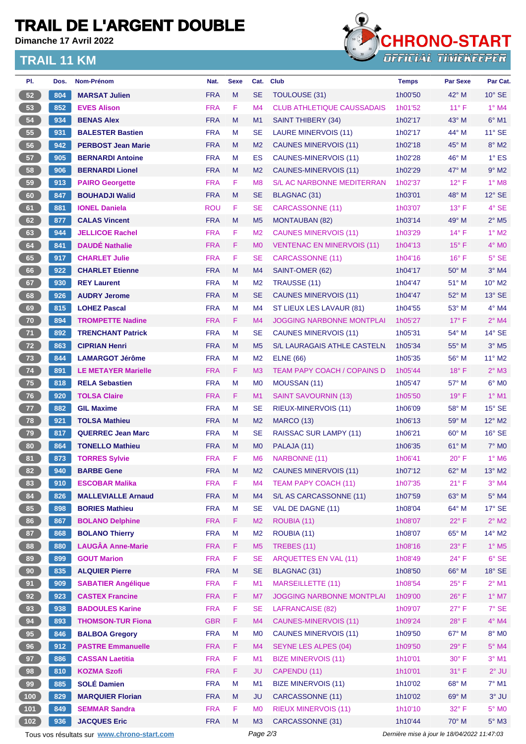# TRAIL DE L'ARGENT DOUBLE

**Dimanche 17 Avril 2022**

## TRAIL 11 KM

CHRONO-START
OFFICIAL TIMEKEEPER

| Pl. | Dos. | Nom-Prénom | Nat. | Sexe | Cat. | Club | Temps | Par Sexe | Par Cat. |
|---|---|---|---|---|---|---|---|---|---|
| 52 | 804 | **MARSAT Julien** | FRA | M | SE | TOULOUSE (31) | 1h00'50 | 42° M | 10° SE |
| 53 | 852 | **EVES Alison** | FRA | F | M4 | CLUB ATHLETIQUE CAUSSADAIS | 1h01'52 | 11° F | 1° M4 |
| 54 | 934 | **BENAS Alex** | FRA | M | M1 | SAINT THIBERY (34) | 1h02'17 | 43° M | 6° M1 |
| 55 | 931 | **BALESTER Bastien** | FRA | M | SE | LAURE MINERVOIS (11) | 1h02'17 | 44° M | 11° SE |
| 56 | 942 | **PERBOST Jean Marie** | FRA | M | M2 | CAUNES MINERVOIS (11) | 1h02'18 | 45° M | 8° M2 |
| 57 | 905 | **BERNARDI Antoine** | FRA | M | ES | CAUNES-MINERVOIS (11) | 1h02'28 | 46° M | 1° ES |
| 58 | 906 | **BERNARDI Lionel** | FRA | M | M2 | CAUNES-MINERVOIS (11) | 1h02'29 | 47° M | 9° M2 |
| 59 | 913 | **PAIRO Georgette** | FRA | F | M8 | S/L AC NARBONNE MEDITERRAN | 1h02'37 | 12° F | 1° M8 |
| 60 | 847 | **BOUHADJI Walid** | FRA | M | SE | BLAGNAC (31) | 1h03'01 | 48° M | 12° SE |
| 61 | 881 | **IONEL Daniela** | ROU | F | SE | CARCASSONNE (11) | 1h03'07 | 13° F | 4° SE |
| 62 | 877 | **CALAS Vincent** | FRA | M | M5 | MONTAUBAN (82) | 1h03'14 | 49° M | 2° M5 |
| 63 | 944 | **JELLICOE Rachel** | FRA | F | M2 | CAUNES MINERVOIS (11) | 1h03'29 | 14° F | 1° M2 |
| 64 | 841 | **DAUDÉ Nathalie** | FRA | F | M0 | VENTENAC EN MINERVOIS (11) | 1h04'13 | 15° F | 4° M0 |
| 65 | 917 | **CHARLET Julie** | FRA | F | SE | CARCASSONNE (11) | 1h04'16 | 16° F | 5° SE |
| 66 | 922 | **CHARLET Etienne** | FRA | M | M4 | SAINT-OMER (62) | 1h04'17 | 50° M | 3° M4 |
| 67 | 930 | **REY Laurent** | FRA | M | M2 | TRAUSSE (11) | 1h04'47 | 51° M | 10° M2 |
| 68 | 926 | **AUDRY Jerome** | FRA | M | SE | CAUNES MINERVOIS (11) | 1h04'47 | 52° M | 13° SE |
| 69 | 815 | **LOHEZ Pascal** | FRA | M | M4 | ST LIEUX LES LAVAUR (81) | 1h04'55 | 53° M | 4° M4 |
| 70 | 894 | **TROMPETTE Nadine** | FRA | F | M4 | JOGGING NARBONNE MONTPLAI | 1h05'27 | 17° F | 2° M4 |
| 71 | 892 | **TRENCHANT Patrick** | FRA | M | SE | CAUNES MINERVOIS (11) | 1h05'31 | 54° M | 14° SE |
| 72 | 863 | **CIPRIAN Henri** | FRA | M | M5 | S/L LAURAGAIS ATHLE CASTELN | 1h05'34 | 55° M | 3° M5 |
| 73 | 844 | **LAMARGOT Jérôme** | FRA | M | M2 | ELNE (66) | 1h05'35 | 56° M | 11° M2 |
| 74 | 891 | **LE METAYER Marielle** | FRA | F | M3 | TEAM PAPY COACH / COPAINS D | 1h05'44 | 18° F | 2° M3 |
| 75 | 818 | **RELA Sebastien** | FRA | M | M0 | MOUSSAN (11) | 1h05'47 | 57° M | 6° M0 |
| 76 | 920 | **TOLSA Claire** | FRA | F | M1 | SAINT SAVOURNIN (13) | 1h05'50 | 19° F | 1° M1 |
| 77 | 882 | **GIL Maxime** | FRA | M | SE | RIEUX-MINERVOIS (11) | 1h06'09 | 58° M | 15° SE |
| 78 | 921 | **TOLSA Mathieu** | FRA | M | M2 | MARCO (13) | 1h06'13 | 59° M | 12° M2 |
| 79 | 817 | **QUERREC Jean Marc** | FRA | M | SE | RAISSAC SUR LAMPY (11) | 1h06'21 | 60° M | 16° SE |
| 80 | 864 | **TONELLO Mathieu** | FRA | M | M0 | PALAJA (11) | 1h06'35 | 61° M | 7° M0 |
| 81 | 873 | **TORRES Sylvie** | FRA | F | M6 | NARBONNE (11) | 1h06'41 | 20° F | 1° M6 |
| 82 | 940 | **BARBE Gene** | FRA | M | M2 | CAUNES MINERVOIS (11) | 1h07'12 | 62° M | 13° M2 |
| 83 | 910 | **ESCOBAR Malika** | FRA | F | M4 | TEAM PAPY COACH (11) | 1h07'35 | 21° F | 3° M4 |
| 84 | 826 | **MALLEVIALLE Arnaud** | FRA | M | M4 | S/L AS CARCASSONNE (11) | 1h07'59 | 63° M | 5° M4 |
| 85 | 898 | **BORIES Mathieu** | FRA | M | SE | VAL DE DAGNE (11) | 1h08'04 | 64° M | 17° SE |
| 86 | 867 | **BOLANO Delphine** | FRA | F | M2 | ROUBIA (11) | 1h08'07 | 22° F | 2° M2 |
| 87 | 868 | **BOLANO Thierry** | FRA | M | M2 | ROUBIA (11) | 1h08'07 | 65° M | 14° M2 |
| 88 | 880 | **LAUGÂA Anne-Marie** | FRA | F | M5 | TREBES (11) | 1h08'16 | 23° F | 1° M5 |
| 89 | 899 | **GOUT Marion** | FRA | F | SE | ARQUETTES EN VAL (11) | 1h08'49 | 24° F | 6° SE |
| 90 | 835 | **ALQUIER Pierre** | FRA | M | SE | BLAGNAC (31) | 1h08'50 | 66° M | 18° SE |
| 91 | 909 | **SABATIER Angélique** | FRA | F | M1 | MARSEILLETTE (11) | 1h08'54 | 25° F | 2° M1 |
| 92 | 923 | **CASTEX Francine** | FRA | F | M7 | JOGGING NARBONNE MONTPLAI | 1h09'00 | 26° F | 1° M7 |
| 93 | 938 | **BADOULES Karine** | FRA | F | SE | LAFRANCAISE (82) | 1h09'07 | 27° F | 7° SE |
| 94 | 893 | **THOMSON-TUR Fiona** | GBR | F | M4 | CAUNES-MINERVOIS (11) | 1h09'24 | 28° F | 4° M4 |
| 95 | 846 | **BALBOA Gregory** | FRA | M | M0 | CAUNES MINERVOIS (11) | 1h09'50 | 67° M | 8° M0 |
| 96 | 912 | **PASTRE Emmanuelle** | FRA | F | M4 | SEYNE LES ALPES (04) | 1h09'50 | 29° F | 5° M4 |
| 97 | 886 | **CASSAN Laetitia** | FRA | F | M1 | BIZE MINERVOIS (11) | 1h10'01 | 30° F | 3° M1 |
| 98 | 810 | **KOZMA Szofi** | FRA | F | JU | CAPENDU (11) | 1h10'01 | 31° F | 2° JU |
| 99 | 885 | **SOLÉ Damien** | FRA | M | M1 | BIZE MINERVOIS (11) | 1h10'02 | 68° M | 7° M1 |
| 100 | 829 | **MARQUIER Florian** | FRA | M | JU | CARCASSONNE (11) | 1h10'02 | 69° M | 3° JU |
| 101 | 849 | **SEMMAR Sandra** | FRA | F | M0 | RIEUX MINERVOIS (11) | 1h10'10 | 32° F | 5° M0 |
| 102 | 936 | **JACQUES Eric** | FRA | M | M3 | CARCASSONNE (31) | 1h10'44 | 70° M | 5° M3 |

Tous vos résultats sur www.chrono-start.com — *Dernière mise à jour le 18/04/2022 11:47:03*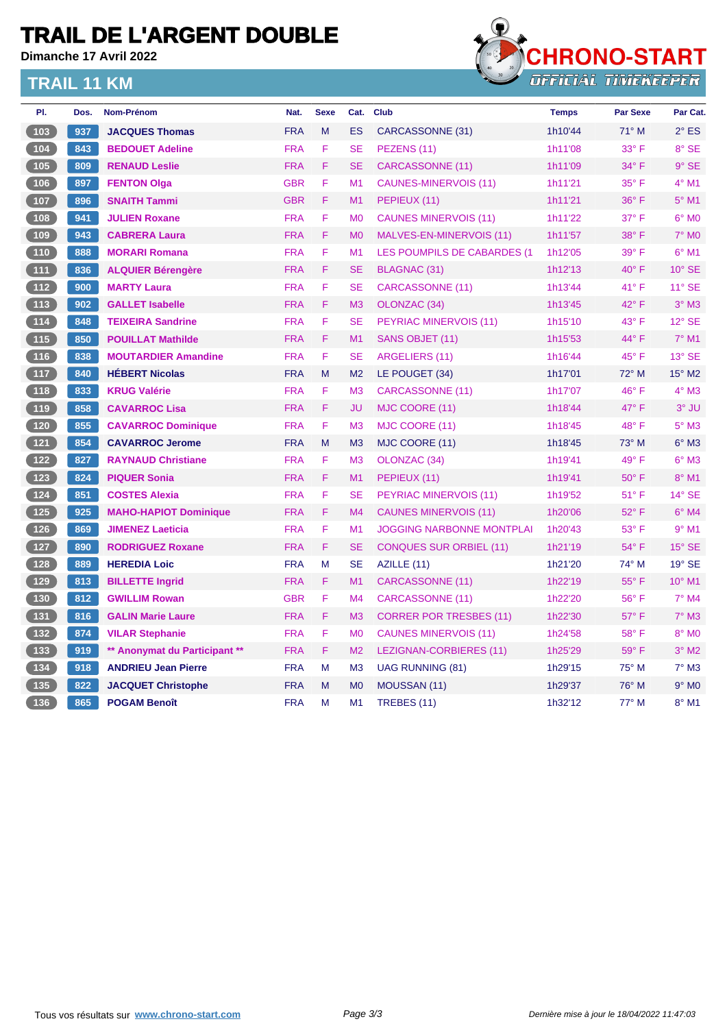# TRAIL DE L'ARGENT DOUBLE

**Dimanche 17 Avril 2022**

## TRAIL 11 KM

CHRONO-START OFFICIAL TIMEKEEPER

| Pl. | Dos. | Nom-Prénom | Nat. | Sexe | Cat. | Club | Temps | Par Sexe | Par Cat. |
|---|---|---|---|---|---|---|---|---|---|
| 103 | 937 | JACQUES Thomas | FRA | M | ES | CARCASSONNE (31) | 1h10'44 | 71° M | 2° ES |
| 104 | 843 | BEDOUET Adeline | FRA | F | SE | PEZENS (11) | 1h11'08 | 33° F | 8° SE |
| 105 | 809 | RENAUD Leslie | FRA | F | SE | CARCASSONNE (11) | 1h11'09 | 34° F | 9° SE |
| 106 | 897 | FENTON Olga | GBR | F | M1 | CAUNES-MINERVOIS (11) | 1h11'21 | 35° F | 4° M1 |
| 107 | 896 | SNAITH Tammi | GBR | F | M1 | PEPIEUX (11) | 1h11'21 | 36° F | 5° M1 |
| 108 | 941 | JULIEN Roxane | FRA | F | M0 | CAUNES MINERVOIS (11) | 1h11'22 | 37° F | 6° M0 |
| 109 | 943 | CABRERA Laura | FRA | F | M0 | MALVES-EN-MINERVOIS (11) | 1h11'57 | 38° F | 7° M0 |
| 110 | 888 | MORARI Romana | FRA | F | M1 | LES POUMPILS DE CABARDES (1 | 1h12'05 | 39° F | 6° M1 |
| 111 | 836 | ALQUIER Bérengère | FRA | F | SE | BLAGNAC (31) | 1h12'13 | 40° F | 10° SE |
| 112 | 900 | MARTY Laura | FRA | F | SE | CARCASSONNE (11) | 1h13'44 | 41° F | 11° SE |
| 113 | 902 | GALLET Isabelle | FRA | F | M3 | OLONZAC (34) | 1h13'45 | 42° F | 3° M3 |
| 114 | 848 | TEIXEIRA Sandrine | FRA | F | SE | PEYRIAC MINERVOIS (11) | 1h15'10 | 43° F | 12° SE |
| 115 | 850 | POUILLAT Mathilde | FRA | F | M1 | SANS OBJET (11) | 1h15'53 | 44° F | 7° M1 |
| 116 | 838 | MOUTARDIER Amandine | FRA | F | SE | ARGELIERS (11) | 1h16'44 | 45° F | 13° SE |
| 117 | 840 | HÉBERT Nicolas | FRA | M | M2 | LE POUGET (34) | 1h17'01 | 72° M | 15° M2 |
| 118 | 833 | KRUG Valérie | FRA | F | M3 | CARCASSONNE (11) | 1h17'07 | 46° F | 4° M3 |
| 119 | 858 | CAVARROC Lisa | FRA | F | JU | MJC COORE (11) | 1h18'44 | 47° F | 3° JU |
| 120 | 855 | CAVARROC Dominique | FRA | F | M3 | MJC COORE (11) | 1h18'45 | 48° F | 5° M3 |
| 121 | 854 | CAVARROC Jerome | FRA | M | M3 | MJC COORE (11) | 1h18'45 | 73° M | 6° M3 |
| 122 | 827 | RAYNAUD Christiane | FRA | F | M3 | OLONZAC (34) | 1h19'41 | 49° F | 6° M3 |
| 123 | 824 | PIQUER Sonia | FRA | F | M1 | PEPIEUX (11) | 1h19'41 | 50° F | 8° M1 |
| 124 | 851 | COSTES Alexia | FRA | F | SE | PEYRIAC MINERVOIS (11) | 1h19'52 | 51° F | 14° SE |
| 125 | 925 | MAHO-HAPIOT Dominique | FRA | F | M4 | CAUNES MINERVOIS (11) | 1h20'06 | 52° F | 6° M4 |
| 126 | 869 | JIMENEZ Laeticia | FRA | F | M1 | JOGGING NARBONNE MONTPLAI | 1h20'43 | 53° F | 9° M1 |
| 127 | 890 | RODRIGUEZ Roxane | FRA | F | SE | CONQUES SUR ORBIEL (11) | 1h21'19 | 54° F | 15° SE |
| 128 | 889 | HEREDIA Loic | FRA | M | SE | AZILLE (11) | 1h21'20 | 74° M | 19° SE |
| 129 | 813 | BILLETTE Ingrid | FRA | F | M1 | CARCASSONNE (11) | 1h22'19 | 55° F | 10° M1 |
| 130 | 812 | GWILLIM Rowan | GBR | F | M4 | CARCASSONNE (11) | 1h22'20 | 56° F | 7° M4 |
| 131 | 816 | GALIN Marie Laure | FRA | F | M3 | CORRER POR TRESBES (11) | 1h22'30 | 57° F | 7° M3 |
| 132 | 874 | VILAR Stephanie | FRA | F | M0 | CAUNES MINERVOIS (11) | 1h24'58 | 58° F | 8° M0 |
| 133 | 919 | ** Anonymat du Participant ** | FRA | F | M2 | LEZIGNAN-CORBIERES (11) | 1h25'29 | 59° F | 3° M2 |
| 134 | 918 | ANDRIEU Jean Pierre | FRA | M | M3 | UAG RUNNING (81) | 1h29'15 | 75° M | 7° M3 |
| 135 | 822 | JACQUET Christophe | FRA | M | M0 | MOUSSAN (11) | 1h29'37 | 76° M | 9° M0 |
| 136 | 865 | POGAM Benoît | FRA | M | M1 | TREBES (11) | 1h32'12 | 77° M | 8° M1 |

Tous vos résultats sur www.chrono-start.com

*Dernière mise à jour le 18/04/2022 11:47:03*